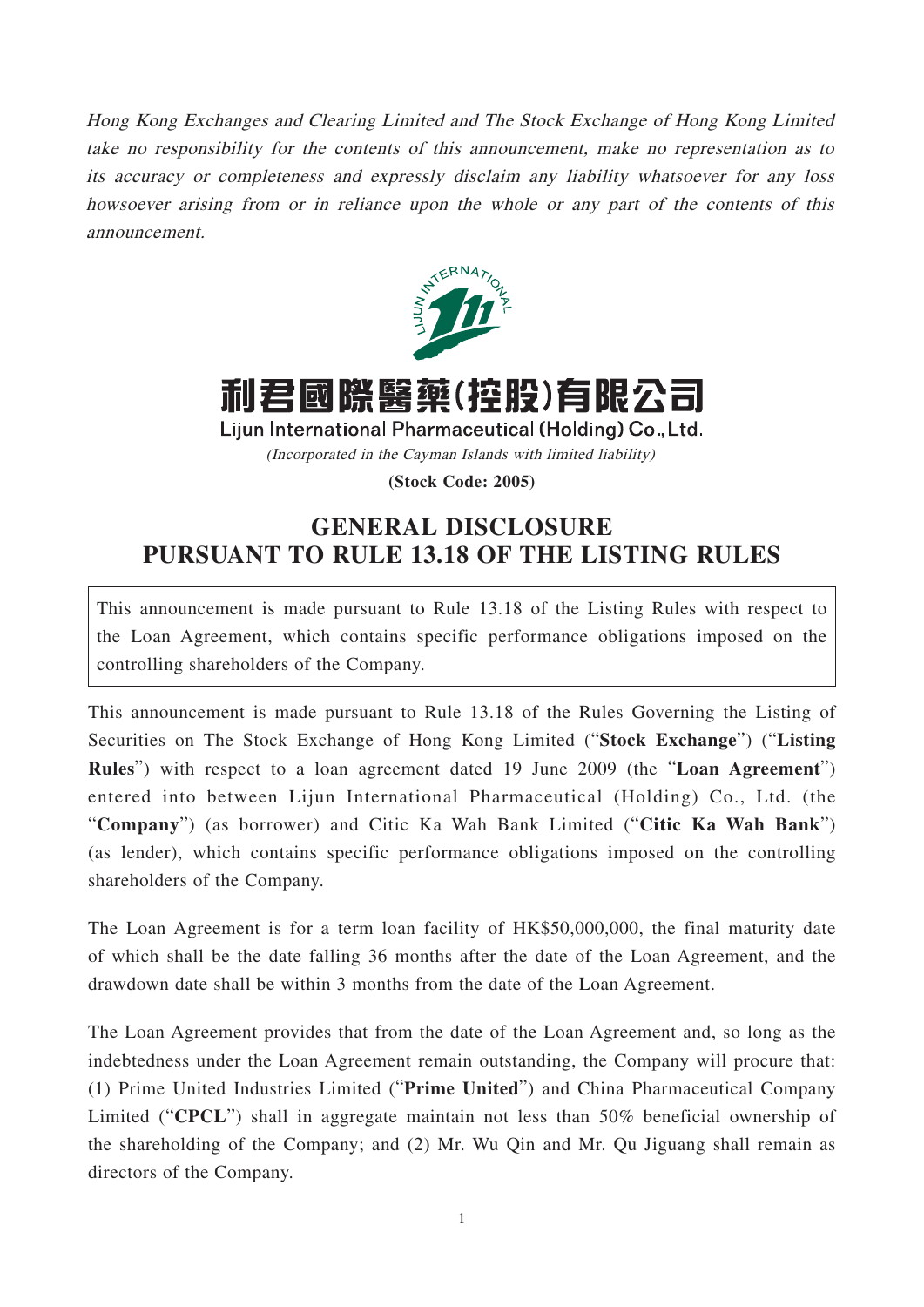*Hong Kong Exchanges and Clearing Limited and The Stock Exchange of Hong Kong Limited take no responsibility for the contents of this announcement, make no representation as to its accuracy or completeness and expressly disclaim any liability whatsoever for any loss howsoever arising from or in reliance upon the whole or any part of the contents of this announcement.*

**利君國際醫藥(控股)有限公司**

**Lijun International Pharmaceutical (Holding) Co., Ltd.**

*(Incorporated in the Cayman Islands with limited liability)*

**(Stock Code: 2005)**

# GENERAL DISCLOSURE PURSUANT TO RULE 13.18 OF THE LISTING RULES

This announcement is made pursuant to Rule 13.18 of the Listing Rules with respect to the Loan Agreement, which contains specific performance obligations imposed on the controlling shareholders of the Company.

This announcement is made pursuant to Rule 13.18 of the Rules Governing the Listing of Securities on The Stock Exchange of Hong Kong Limited ("**Stock Exchange**") ("**Listing Rules**") with respect to a loan agreement dated 19 June 2009 (the "**Loan Agreement**") entered into between Lijun International Pharmaceutical (Holding) Co., Ltd. (the "**Company**") (as borrower) and Citic Ka Wah Bank Limited ("**Citic Ka Wah Bank**") (as lender), which contains specific performance obligations imposed on the controlling shareholders of the Company.

The Loan Agreement is for a term loan facility of HK$50,000,000, the final maturity date of which shall be the date falling 36 months after the date of the Loan Agreement, and the drawdown date shall be within 3 months from the date of the Loan Agreement.

The Loan Agreement provides that from the date of the Loan Agreement and, so long as the indebtedness under the Loan Agreement remain outstanding, the Company will procure that: (1) Prime United Industries Limited ("**Prime United**") and China Pharmaceutical Company Limited ("**CPCL**") shall in aggregate maintain not less than 50% beneficial ownership of the shareholding of the Company; and (2) Mr. Wu Qin and Mr. Qu Jiguang shall remain as directors of the Company.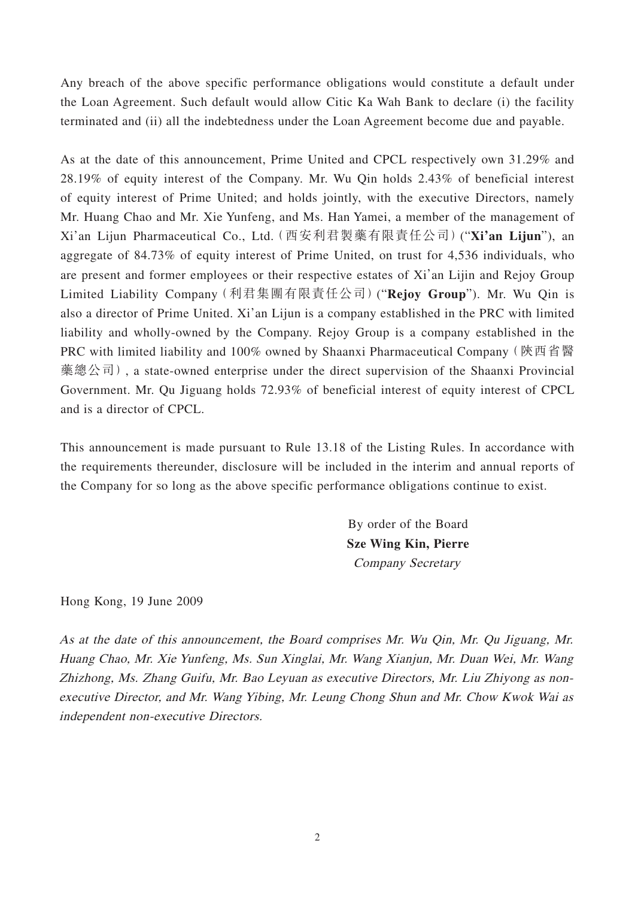Any breach of the above specific performance obligations would constitute a default under the Loan Agreement. Such default would allow Citic Ka Wah Bank to declare (i) the facility terminated and (ii) all the indebtedness under the Loan Agreement become due and payable.

As at the date of this announcement, Prime United and CPCL respectively own 31.29% and 28.19% of equity interest of the Company. Mr. Wu Qin holds 2.43% of beneficial interest of equity interest of Prime United; and holds jointly, with the executive Directors, namely Mr. Huang Chao and Mr. Xie Yunfeng, and Ms. Han Yamei, a member of the management of Xi'an Lijun Pharmaceutical Co., Ltd.（西安利君製藥有限責任公司）("**Xi'an Lijun**"), an aggregate of 84.73% of equity interest of Prime United, on trust for 4,536 individuals, who are present and former employees or their respective estates of Xi'an Lijin and Rejoy Group Limited Liability Company（利君集團有限責任公司）("**Rejoy Group**"). Mr. Wu Qin is also a director of Prime United. Xi'an Lijun is a company established in the PRC with limited liability and wholly-owned by the Company. Rejoy Group is a company established in the PRC with limited liability and 100% owned by Shaanxi Pharmaceutical Company（陝西省醫藥總公司）, a state-owned enterprise under the direct supervision of the Shaanxi Provincial Government. Mr. Qu Jiguang holds 72.93% of beneficial interest of equity interest of CPCL and is a director of CPCL.

This announcement is made pursuant to Rule 13.18 of the Listing Rules. In accordance with the requirements thereunder, disclosure will be included in the interim and annual reports of the Company for so long as the above specific performance obligations continue to exist.

By order of the Board
**Sze Wing Kin, Pierre**
*Company Secretary*

Hong Kong, 19 June 2009

*As at the date of this announcement, the Board comprises Mr. Wu Qin, Mr. Qu Jiguang, Mr. Huang Chao, Mr. Xie Yunfeng, Ms. Sun Xinglai, Mr. Wang Xianjun, Mr. Duan Wei, Mr. Wang Zhizhong, Ms. Zhang Guifu, Mr. Bao Leyuan as executive Directors, Mr. Liu Zhiyong as non-executive Director, and Mr. Wang Yibing, Mr. Leung Chong Shun and Mr. Chow Kwok Wai as independent non-executive Directors.*